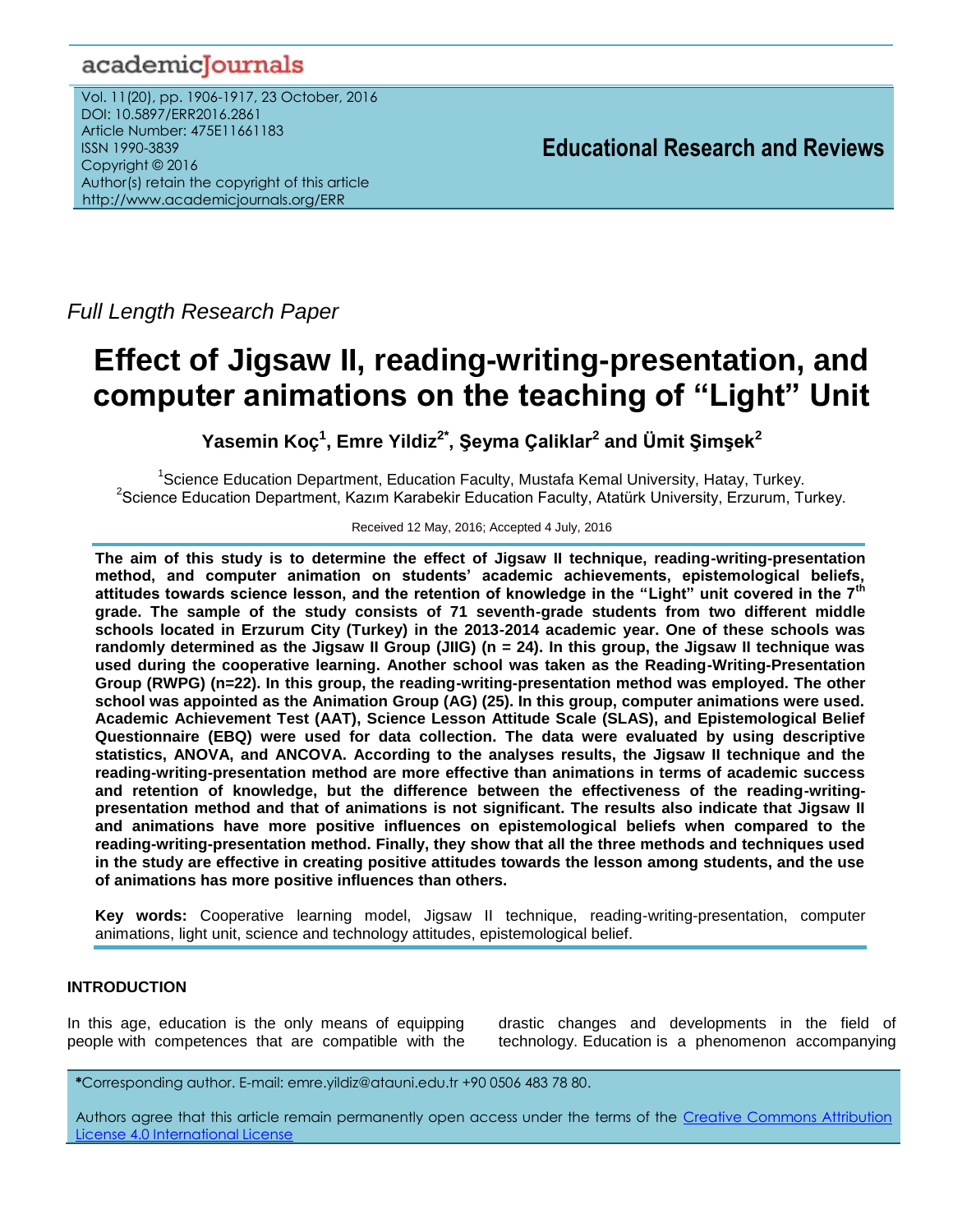academicJournals

Vol. 11(20), pp. 1906-1917, 23 October, 2016
DOI: 10.5897/ERR2016.2861
Article Number: 475E11661183
ISSN 1990-3839
Copyright © 2016
Author(s) retain the copyright of this article
http://www.academicjournals.org/ERR

**Educational Research and Reviews**

*Full Length Research Paper*

# Effect of Jigsaw II, reading-writing-presentation, and computer animations on the teaching of "Light" Unit

**Yasemin Koç[1], Emre Yildiz[2*], Şeyma Çaliklar[2] and Ümit Şimşek[2]**

[1]Science Education Department, Education Faculty, Mustafa Kemal University, Hatay, Turkey.
[2]Science Education Department, Kazım Karabekir Education Faculty, Atatürk University, Erzurum, Turkey.

Received 12 May, 2016; Accepted 4 July, 2016

**The aim of this study is to determine the effect of Jigsaw II technique, reading-writing-presentation method, and computer animation on students' academic achievements, epistemological beliefs, attitudes towards science lesson, and the retention of knowledge in the "Light" unit covered in the 7th grade. The sample of the study consists of 71 seventh-grade students from two different middle schools located in Erzurum City (Turkey) in the 2013-2014 academic year. One of these schools was randomly determined as the Jigsaw II Group (JIIG) (n = 24). In this group, the Jigsaw II technique was used during the cooperative learning. Another school was taken as the Reading-Writing-Presentation Group (RWPG) (n=22). In this group, the reading-writing-presentation method was employed. The other school was appointed as the Animation Group (AG) (25). In this group, computer animations were used. Academic Achievement Test (AAT), Science Lesson Attitude Scale (SLAS), and Epistemological Belief Questionnaire (EBQ) were used for data collection. The data were evaluated by using descriptive statistics, ANOVA, and ANCOVA. According to the analyses results, the Jigsaw II technique and the reading-writing-presentation method are more effective than animations in terms of academic success and retention of knowledge, but the difference between the effectiveness of the reading-writing-presentation method and that of animations is not significant. The results also indicate that Jigsaw II and animations have more positive influences on epistemological beliefs when compared to the reading-writing-presentation method. Finally, they show that all the three methods and techniques used in the study are effective in creating positive attitudes towards the lesson among students, and the use of animations has more positive influences than others.**

**Key words:** Cooperative learning model, Jigsaw II technique, reading-writing-presentation, computer animations, light unit, science and technology attitudes, epistemological belief.

## INTRODUCTION

In this age, education is the only means of equipping people with competences that are compatible with the drastic changes and developments in the field of technology. Education is a phenomenon accompanying

*Corresponding author. E-mail: emre.yildiz@atauni.edu.tr +90 0506 483 78 80.

Authors agree that this article remain permanently open access under the terms of the Creative Commons Attribution License 4.0 International License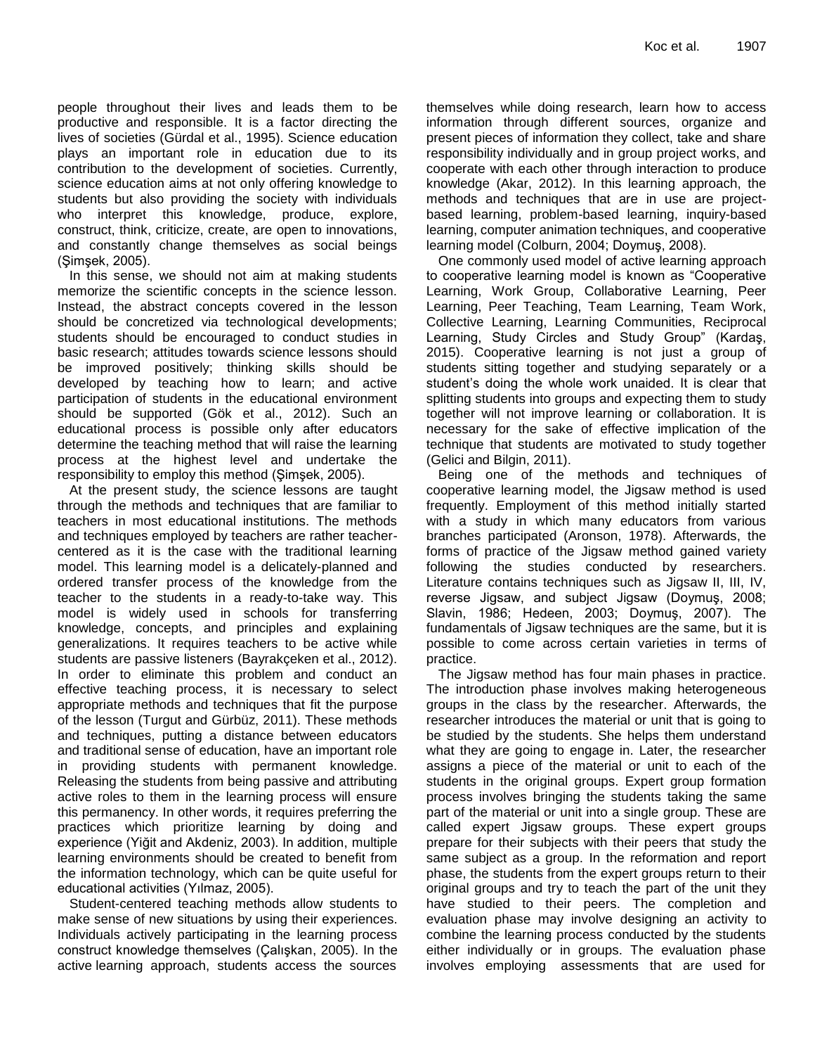people throughout their lives and leads them to be productive and responsible. It is a factor directing the lives of societies (Gürdal et al., 1995). Science education plays an important role in education due to its contribution to the development of societies. Currently, science education aims at not only offering knowledge to students but also providing the society with individuals who interpret this knowledge, produce, explore, construct, think, criticize, create, are open to innovations, and constantly change themselves as social beings (Şimşek, 2005).

In this sense, we should not aim at making students memorize the scientific concepts in the science lesson. Instead, the abstract concepts covered in the lesson should be concretized via technological developments; students should be encouraged to conduct studies in basic research; attitudes towards science lessons should be improved positively; thinking skills should be developed by teaching how to learn; and active participation of students in the educational environment should be supported (Gök et al., 2012). Such an educational process is possible only after educators determine the teaching method that will raise the learning process at the highest level and undertake the responsibility to employ this method (Şimşek, 2005).

At the present study, the science lessons are taught through the methods and techniques that are familiar to teachers in most educational institutions. The methods and techniques employed by teachers are rather teacher-centered as it is the case with the traditional learning model. This learning model is a delicately-planned and ordered transfer process of the knowledge from the teacher to the students in a ready-to-take way. This model is widely used in schools for transferring knowledge, concepts, and principles and explaining generalizations. It requires teachers to be active while students are passive listeners (Bayrakçeken et al., 2012). In order to eliminate this problem and conduct an effective teaching process, it is necessary to select appropriate methods and techniques that fit the purpose of the lesson (Turgut and Gürbüz, 2011). These methods and techniques, putting a distance between educators and traditional sense of education, have an important role in providing students with permanent knowledge. Releasing the students from being passive and attributing active roles to them in the learning process will ensure this permanency. In other words, it requires preferring the practices which prioritize learning by doing and experience (Yiğit and Akdeniz, 2003). In addition, multiple learning environments should be created to benefit from the information technology, which can be quite useful for educational activities (Yılmaz, 2005).

Student-centered teaching methods allow students to make sense of new situations by using their experiences. Individuals actively participating in the learning process construct knowledge themselves (Çalışkan, 2005). In the active learning approach, students access the sources themselves while doing research, learn how to access information through different sources, organize and present pieces of information they collect, take and share responsibility individually and in group project works, and cooperate with each other through interaction to produce knowledge (Akar, 2012). In this learning approach, the methods and techniques that are in use are project-based learning, problem-based learning, inquiry-based learning, computer animation techniques, and cooperative learning model (Colburn, 2004; Doymuş, 2008).

One commonly used model of active learning approach to cooperative learning model is known as "Cooperative Learning, Work Group, Collaborative Learning, Peer Learning, Peer Teaching, Team Learning, Team Work, Collective Learning, Learning Communities, Reciprocal Learning, Study Circles and Study Group" (Kardaş, 2015). Cooperative learning is not just a group of students sitting together and studying separately or a student's doing the whole work unaided. It is clear that splitting students into groups and expecting them to study together will not improve learning or collaboration. It is necessary for the sake of effective implication of the technique that students are motivated to study together (Gelici and Bilgin, 2011).

Being one of the methods and techniques of cooperative learning model, the Jigsaw method is used frequently. Employment of this method initially started with a study in which many educators from various branches participated (Aronson, 1978). Afterwards, the forms of practice of the Jigsaw method gained variety following the studies conducted by researchers. Literature contains techniques such as Jigsaw II, III, IV, reverse Jigsaw, and subject Jigsaw (Doymuş, 2008; Slavin, 1986; Hedeen, 2003; Doymuş, 2007). The fundamentals of Jigsaw techniques are the same, but it is possible to come across certain varieties in terms of practice.

The Jigsaw method has four main phases in practice. The introduction phase involves making heterogeneous groups in the class by the researcher. Afterwards, the researcher introduces the material or unit that is going to be studied by the students. She helps them understand what they are going to engage in. Later, the researcher assigns a piece of the material or unit to each of the students in the original groups. Expert group formation process involves bringing the students taking the same part of the material or unit into a single group. These are called expert Jigsaw groups. These expert groups prepare for their subjects with their peers that study the same subject as a group. In the reformation and report phase, the students from the expert groups return to their original groups and try to teach the part of the unit they have studied to their peers. The completion and evaluation phase may involve designing an activity to combine the learning process conducted by the students either individually or in groups. The evaluation phase involves employing assessments that are used for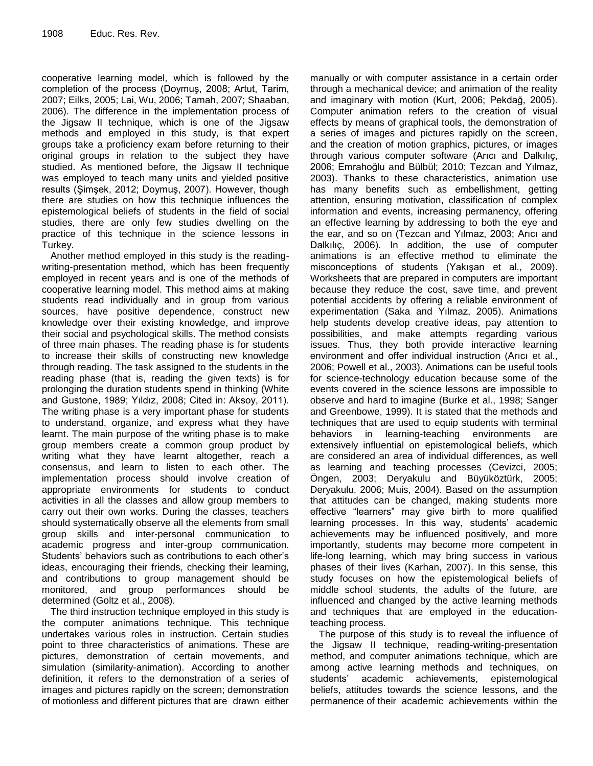cooperative learning model, which is followed by the completion of the process (Doymuş, 2008; Artut, Tarim, 2007; Eilks, 2005; Lai, Wu, 2006; Tamah, 2007; Shaaban, 2006). The difference in the implementation process of the Jigsaw II technique, which is one of the Jigsaw methods and employed in this study, is that expert groups take a proficiency exam before returning to their original groups in relation to the subject they have studied. As mentioned before, the Jigsaw II technique was employed to teach many units and yielded positive results (Şimşek, 2012; Doymuş, 2007). However, though there are studies on how this technique influences the epistemological beliefs of students in the field of social studies, there are only few studies dwelling on the practice of this technique in the science lessons in Turkey.

Another method employed in this study is the reading-writing-presentation method, which has been frequently employed in recent years and is one of the methods of cooperative learning model. This method aims at making students read individually and in group from various sources, have positive dependence, construct new knowledge over their existing knowledge, and improve their social and psychological skills. The method consists of three main phases. The reading phase is for students to increase their skills of constructing new knowledge through reading. The task assigned to the students in the reading phase (that is, reading the given texts) is for prolonging the duration students spend in thinking (White and Gustone, 1989; Yıldız, 2008; Cited in: Aksoy, 2011). The writing phase is a very important phase for students to understand, organize, and express what they have learnt. The main purpose of the writing phase is to make group members create a common group product by writing what they have learnt altogether, reach a consensus, and learn to listen to each other. The implementation process should involve creation of appropriate environments for students to conduct activities in all the classes and allow group members to carry out their own works. During the classes, teachers should systematically observe all the elements from small group skills and inter-personal communication to academic progress and inter-group communication. Students' behaviors such as contributions to each other's ideas, encouraging their friends, checking their learning, and contributions to group management should be monitored, and group performances should be determined (Goltz et al., 2008).

The third instruction technique employed in this study is the computer animations technique. This technique undertakes various roles in instruction. Certain studies point to three characteristics of animations. These are pictures, demonstration of certain movements, and simulation (similarity-animation). According to another definition, it refers to the demonstration of a series of images and pictures rapidly on the screen; demonstration of motionless and different pictures that are drawn either manually or with computer assistance in a certain order through a mechanical device; and animation of the reality and imaginary with motion (Kurt, 2006; Pekdağ, 2005). Computer animation refers to the creation of visual effects by means of graphical tools, the demonstration of a series of images and pictures rapidly on the screen, and the creation of motion graphics, pictures, or images through various computer software (Arıcı and Dalkılıç, 2006; Emrahoğlu and Bülbül; 2010; Tezcan and Yılmaz, 2003). Thanks to these characteristics, animation use has many benefits such as embellishment, getting attention, ensuring motivation, classification of complex information and events, increasing permanency, offering an effective learning by addressing to both the eye and the ear, and so on (Tezcan and Yılmaz, 2003; Arıcı and Dalkılıç, 2006). In addition, the use of computer animations is an effective method to eliminate the misconceptions of students (Yakışan et al., 2009). Worksheets that are prepared in computers are important because they reduce the cost, save time, and prevent potential accidents by offering a reliable environment of experimentation (Saka and Yılmaz, 2005). Animations help students develop creative ideas, pay attention to possibilities, and make attempts regarding various issues. Thus, they both provide interactive learning environment and offer individual instruction (Arıcı et al., 2006; Powell et al., 2003). Animations can be useful tools for science-technology education because some of the events covered in the science lessons are impossible to observe and hard to imagine (Burke et al., 1998; Sanger and Greenbowe, 1999). It is stated that the methods and techniques that are used to equip students with terminal behaviors in learning-teaching environments are extensively influential on epistemological beliefs, which are considered an area of individual differences, as well as learning and teaching processes (Cevizci, 2005; Öngen, 2003; Deryakulu and Büyüköztürk, 2005; Deryakulu, 2006; Muis, 2004). Based on the assumption that attitudes can be changed, making students more effective "learners" may give birth to more qualified learning processes. In this way, students' academic achievements may be influenced positively, and more importantly, students may become more competent in life-long learning, which may bring success in various phases of their lives (Karhan, 2007). In this sense, this study focuses on how the epistemological beliefs of middle school students, the adults of the future, are influenced and changed by the active learning methods and techniques that are employed in the education-teaching process.

The purpose of this study is to reveal the influence of the Jigsaw II technique, reading-writing-presentation method, and computer animations technique, which are among active learning methods and techniques, on students' academic achievements, epistemological beliefs, attitudes towards the science lessons, and the permanence of their academic achievements within the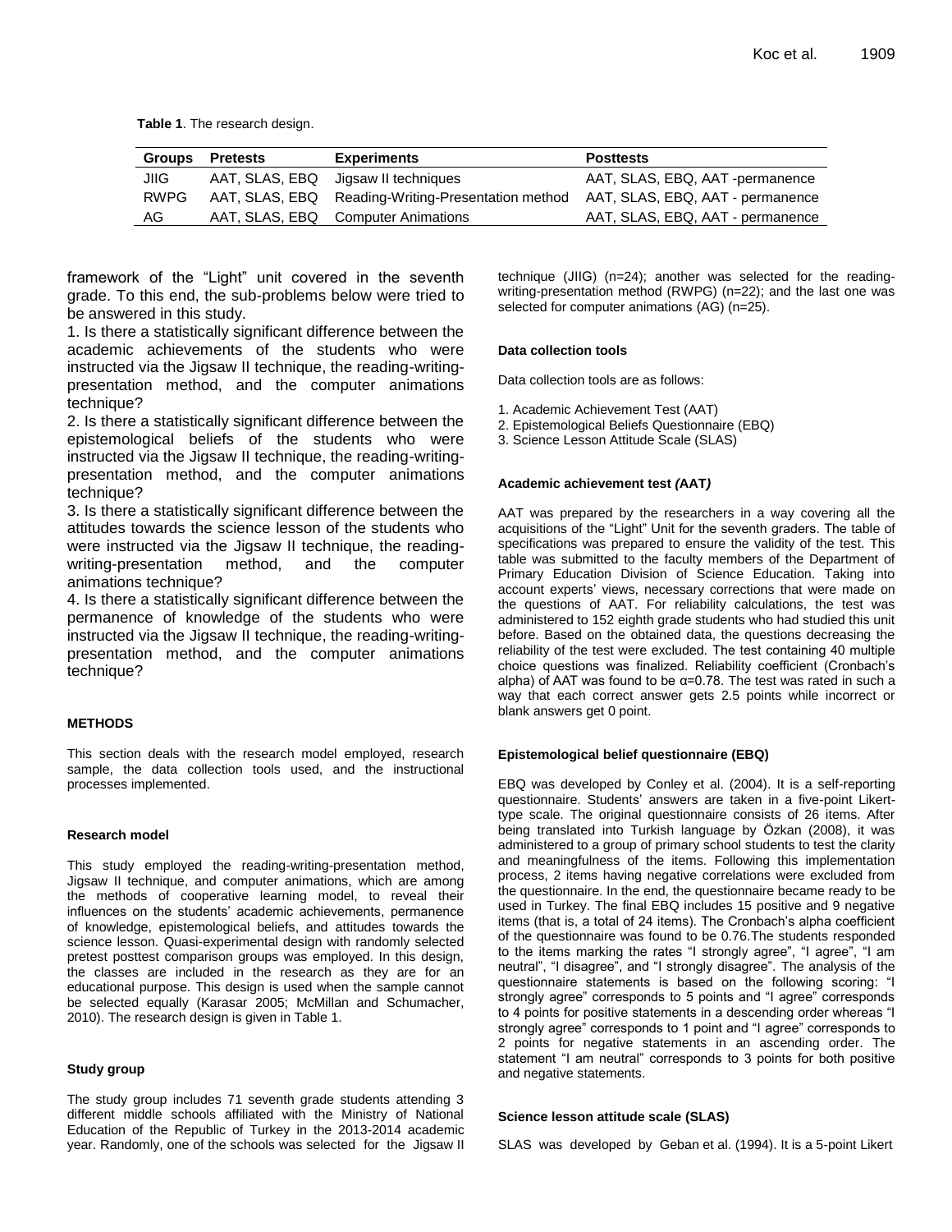**Table 1**. The research design.

| Groups | Pretests | Experiments | Posttests |
|---|---|---|---|
| JIIG | AAT, SLAS, EBQ | Jigsaw II techniques | AAT, SLAS, EBQ, AAT -permanence |
| RWPG | AAT, SLAS, EBQ | Reading-Writing-Presentation method | AAT, SLAS, EBQ, AAT - permanence |
| AG | AAT, SLAS, EBQ | Computer Animations | AAT, SLAS, EBQ, AAT - permanence |

framework of the "Light" unit covered in the seventh grade. To this end, the sub-problems below were tried to be answered in this study.

1. Is there a statistically significant difference between the academic achievements of the students who were instructed via the Jigsaw II technique, the reading-writing-presentation method, and the computer animations technique?
2. Is there a statistically significant difference between the epistemological beliefs of the students who were instructed via the Jigsaw II technique, the reading-writing-presentation method, and the computer animations technique?
3. Is there a statistically significant difference between the attitudes towards the science lesson of the students who were instructed via the Jigsaw II technique, the reading-writing-presentation method, and the computer animations technique?
4. Is there a statistically significant difference between the permanence of knowledge of the students who were instructed via the Jigsaw II technique, the reading-writing-presentation method, and the computer animations technique?

## METHODS

This section deals with the research model employed, research sample, the data collection tools used, and the instructional processes implemented.

### Research model

This study employed the reading-writing-presentation method, Jigsaw II technique, and computer animations, which are among the methods of cooperative learning model, to reveal their influences on the students' academic achievements, permanence of knowledge, epistemological beliefs, and attitudes towards the science lesson. Quasi-experimental design with randomly selected pretest posttest comparison groups was employed. In this design, the classes are included in the research as they are for an educational purpose. This design is used when the sample cannot be selected equally (Karasar 2005; McMillan and Schumacher, 2010). The research design is given in Table 1.

### Study group

The study group includes 71 seventh grade students attending 3 different middle schools affiliated with the Ministry of National Education of the Republic of Turkey in the 2013-2014 academic year. Randomly, one of the schools was selected for the Jigsaw II technique (JIIG) (n=24); another was selected for the reading-writing-presentation method (RWPG) (n=22); and the last one was selected for computer animations (AG) (n=25).

### Data collection tools

Data collection tools are as follows:

1. Academic Achievement Test (AAT)
2. Epistemological Beliefs Questionnaire (EBQ)
3. Science Lesson Attitude Scale (SLAS)

### Academic achievement test *(AAT)*

AAT was prepared by the researchers in a way covering all the acquisitions of the "Light" Unit for the seventh graders. The table of specifications was prepared to ensure the validity of the test. This table was submitted to the faculty members of the Department of Primary Education Division of Science Education. Taking into account experts' views, necessary corrections that were made on the questions of AAT. For reliability calculations, the test was administered to 152 eighth grade students who had studied this unit before. Based on the obtained data, the questions decreasing the reliability of the test were excluded. The test containing 40 multiple choice questions was finalized. Reliability coefficient (Cronbach's alpha) of AAT was found to be $\alpha$=0.78. The test was rated in such a way that each correct answer gets 2.5 points while incorrect or blank answers get 0 point.

### Epistemological belief questionnaire (EBQ)

EBQ was developed by Conley et al. (2004). It is a self-reporting questionnaire. Students' answers are taken in a five-point Likert-type scale. The original questionnaire consists of 26 items. After being translated into Turkish language by Özkan (2008), it was administered to a group of primary school students to test the clarity and meaningfulness of the items. Following this implementation process, 2 items having negative correlations were excluded from the questionnaire. In the end, the questionnaire became ready to be used in Turkey. The final EBQ includes 15 positive and 9 negative items (that is, a total of 24 items). The Cronbach's alpha coefficient of the questionnaire was found to be 0.76.The students responded to the items marking the rates "I strongly agree", "I agree", "I am neutral", "I disagree", and "I strongly disagree". The analysis of the questionnaire statements is based on the following scoring: "I strongly agree" corresponds to 5 points and "I agree" corresponds to 4 points for positive statements in a descending order whereas "I strongly agree" corresponds to 1 point and "I agree" corresponds to 2 points for negative statements in an ascending order. The statement "I am neutral" corresponds to 3 points for both positive and negative statements.

### Science lesson attitude scale (SLAS)

SLAS was developed by Geban et al. (1994). It is a 5-point Likert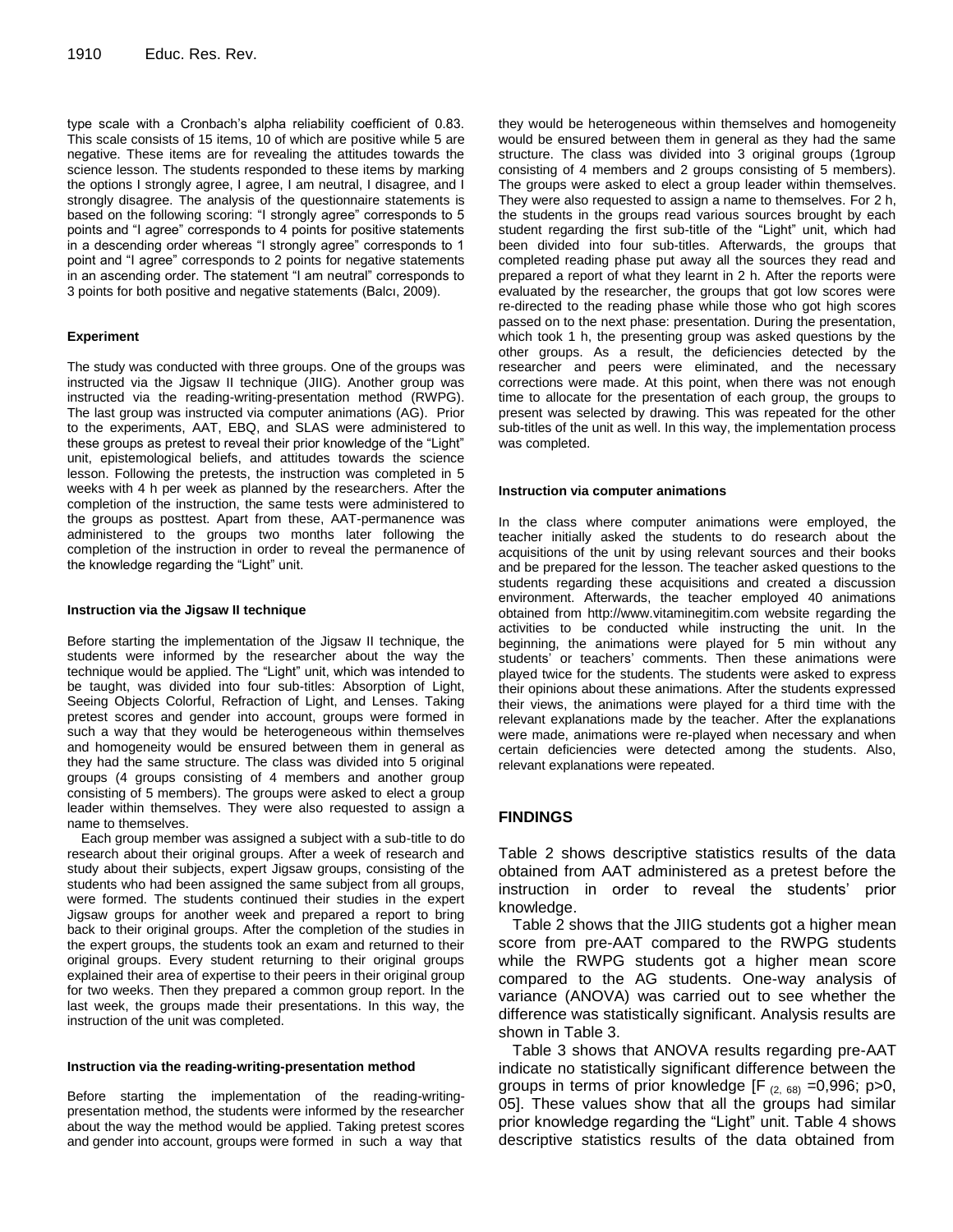type scale with a Cronbach's alpha reliability coefficient of 0.83. This scale consists of 15 items, 10 of which are positive while 5 are negative. These items are for revealing the attitudes towards the science lesson. The students responded to these items by marking the options I strongly agree, I agree, I am neutral, I disagree, and I strongly disagree. The analysis of the questionnaire statements is based on the following scoring: "I strongly agree" corresponds to 5 points and "I agree" corresponds to 4 points for positive statements in a descending order whereas "I strongly agree" corresponds to 1 point and "I agree" corresponds to 2 points for negative statements in an ascending order. The statement "I am neutral" corresponds to 3 points for both positive and negative statements (Balcı, 2009).

### Experiment

The study was conducted with three groups. One of the groups was instructed via the Jigsaw II technique (JIIG). Another group was instructed via the reading-writing-presentation method (RWPG). The last group was instructed via computer animations (AG). Prior to the experiments, AAT, EBQ, and SLAS were administered to these groups as pretest to reveal their prior knowledge of the "Light" unit, epistemological beliefs, and attitudes towards the science lesson. Following the pretests, the instruction was completed in 5 weeks with 4 h per week as planned by the researchers. After the completion of the instruction, the same tests were administered to the groups as posttest. Apart from these, AAT-permanence was administered to the groups two months later following the completion of the instruction in order to reveal the permanence of the knowledge regarding the "Light" unit.

#### Instruction via the Jigsaw II technique

Before starting the implementation of the Jigsaw II technique, the students were informed by the researcher about the way the technique would be applied. The "Light" unit, which was intended to be taught, was divided into four sub-titles: Absorption of Light, Seeing Objects Colorful, Refraction of Light, and Lenses. Taking pretest scores and gender into account, groups were formed in such a way that they would be heterogeneous within themselves and homogeneity would be ensured between them in general as they had the same structure. The class was divided into 5 original groups (4 groups consisting of 4 members and another group consisting of 5 members). The groups were asked to elect a group leader within themselves. They were also requested to assign a name to themselves.

Each group member was assigned a subject with a sub-title to do research about their original groups. After a week of research and study about their subjects, expert Jigsaw groups, consisting of the students who had been assigned the same subject from all groups, were formed. The students continued their studies in the expert Jigsaw groups for another week and prepared a report to bring back to their original groups. After the completion of the studies in the expert groups, the students took an exam and returned to their original groups. Every student returning to their original groups explained their area of expertise to their peers in their original group for two weeks. Then they prepared a common group report. In the last week, the groups made their presentations. In this way, the instruction of the unit was completed.

#### Instruction via the reading-writing-presentation method

Before starting the implementation of the reading-writing-presentation method, the students were informed by the researcher about the way the method would be applied. Taking pretest scores and gender into account, groups were formed in such a way that they would be heterogeneous within themselves and homogeneity would be ensured between them in general as they had the same structure. The class was divided into 3 original groups (1group consisting of 4 members and 2 groups consisting of 5 members). The groups were asked to elect a group leader within themselves. They were also requested to assign a name to themselves. For 2 h, the students in the groups read various sources brought by each student regarding the first sub-title of the "Light" unit, which had been divided into four sub-titles. Afterwards, the groups that completed reading phase put away all the sources they read and prepared a report of what they learnt in 2 h. After the reports were evaluated by the researcher, the groups that got low scores were re-directed to the reading phase while those who got high scores passed on to the next phase: presentation. During the presentation, which took 1 h, the presenting group was asked questions by the other groups. As a result, the deficiencies detected by the researcher and peers were eliminated, and the necessary corrections were made. At this point, when there was not enough time to allocate for the presentation of each group, the groups to present was selected by drawing. This was repeated for the other sub-titles of the unit as well. In this way, the implementation process was completed.

#### Instruction via computer animations

In the class where computer animations were employed, the teacher initially asked the students to do research about the acquisitions of the unit by using relevant sources and their books and be prepared for the lesson. The teacher asked questions to the students regarding these acquisitions and created a discussion environment. Afterwards, the teacher employed 40 animations obtained from http://www.vitaminegitim.com website regarding the activities to be conducted while instructing the unit. In the beginning, the animations were played for 5 min without any students' or teachers' comments. Then these animations were played twice for the students. The students were asked to express their opinions about these animations. After the students expressed their views, the animations were played for a third time with the relevant explanations made by the teacher. After the explanations were made, animations were re-played when necessary and when certain deficiencies were detected among the students. Also, relevant explanations were repeated.

## FINDINGS

Table 2 shows descriptive statistics results of the data obtained from AAT administered as a pretest before the instruction in order to reveal the students' prior knowledge.

Table 2 shows that the JIIG students got a higher mean score from pre-AAT compared to the RWPG students while the RWPG students got a higher mean score compared to the AG students. One-way analysis of variance (ANOVA) was carried out to see whether the difference was statistically significant. Analysis results are shown in Table 3.

Table 3 shows that ANOVA results regarding pre-AAT indicate no statistically significant difference between the groups in terms of prior knowledge [$F_{(2, 68)}$ =0,996; p>0, 05]. These values show that all the groups had similar prior knowledge regarding the "Light" unit. Table 4 shows descriptive statistics results of the data obtained from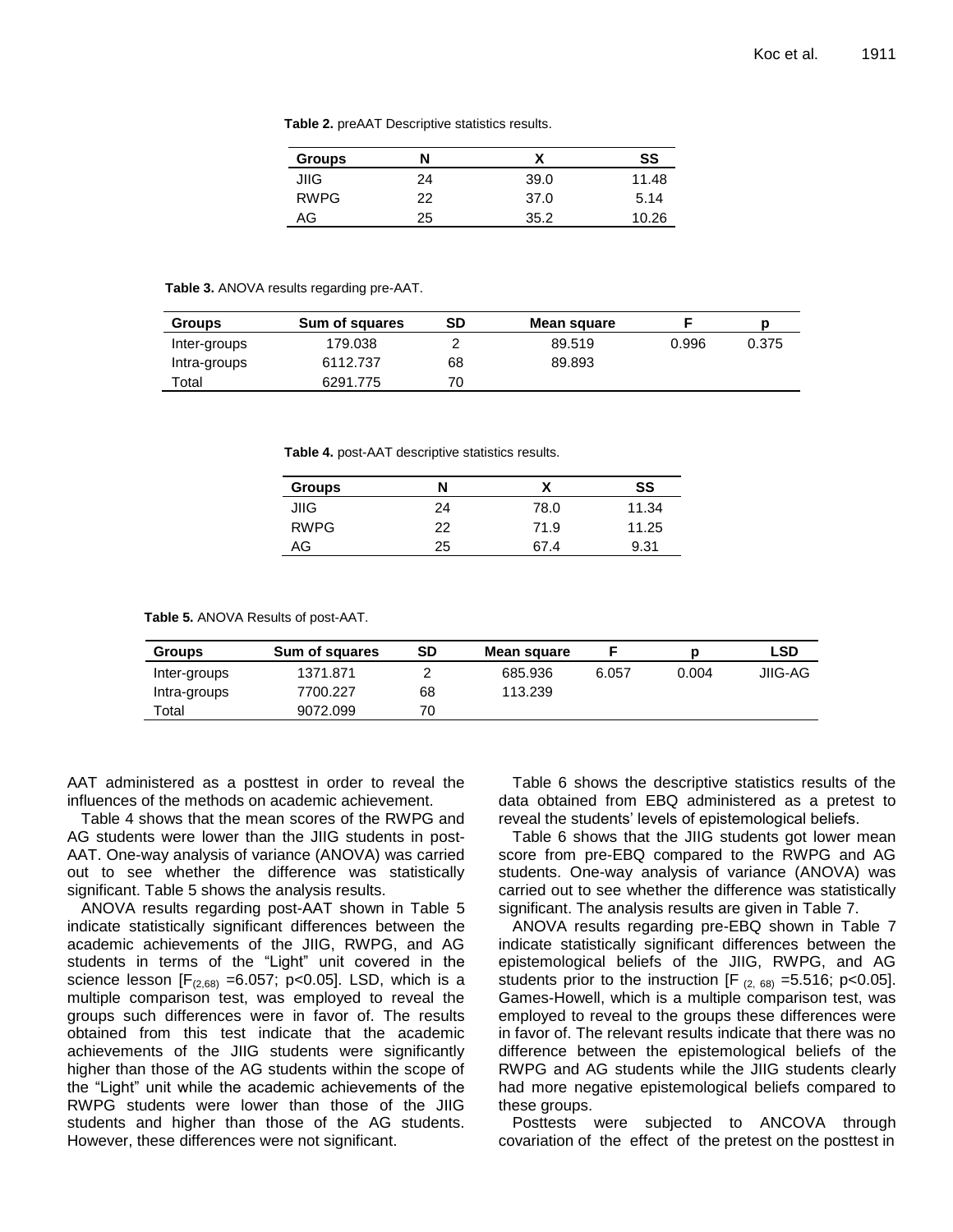**Table 2.** preAAT Descriptive statistics results.

| Groups | N | X | SS |
|---|---|---|---|
| JIIG | 24 | 39.0 | 11.48 |
| RWPG | 22 | 37.0 | 5.14 |
| AG | 25 | 35.2 | 10.26 |

**Table 3.** ANOVA results regarding pre-AAT.

| Groups | Sum of squares | SD | Mean square | F | p |
|---|---|---|---|---|---|
| Inter-groups | 179.038 | 2 | 89.519 | 0.996 | 0.375 |
| Intra-groups | 6112.737 | 68 | 89.893 | | |
| Total | 6291.775 | 70 | | | |

**Table 4.** post-AAT descriptive statistics results.

| Groups | N | X | SS |
|---|---|---|---|
| JIIG | 24 | 78.0 | 11.34 |
| RWPG | 22 | 71.9 | 11.25 |
| AG | 25 | 67.4 | 9.31 |

**Table 5.** ANOVA Results of post-AAT.

| Groups | Sum of squares | SD | Mean square | F | p | LSD |
|---|---|---|---|---|---|---|
| Inter-groups | 1371.871 | 2 | 685.936 | 6.057 | 0.004 | JIIG-AG |
| Intra-groups | 7700.227 | 68 | 113.239 | | | |
| Total | 9072.099 | 70 | | | | |

AAT administered as a posttest in order to reveal the influences of the methods on academic achievement.

Table 4 shows that the mean scores of the RWPG and AG students were lower than the JIIG students in post-AAT. One-way analysis of variance (ANOVA) was carried out to see whether the difference was statistically significant. Table 5 shows the analysis results.

ANOVA results regarding post-AAT shown in Table 5 indicate statistically significant differences between the academic achievements of the JIIG, RWPG, and AG students in terms of the "Light" unit covered in the science lesson [$F_{(2,68)}$ =6.057; $p<0.05$]. LSD, which is a multiple comparison test, was employed to reveal the groups such differences were in favor of. The results obtained from this test indicate that the academic achievements of the JIIG students were significantly higher than those of the AG students within the scope of the "Light" unit while the academic achievements of the RWPG students were lower than those of the JIIG students and higher than those of the AG students. However, these differences were not significant.

Table 6 shows the descriptive statistics results of the data obtained from EBQ administered as a pretest to reveal the students' levels of epistemological beliefs.

Table 6 shows that the JIIG students got lower mean score from pre-EBQ compared to the RWPG and AG students. One-way analysis of variance (ANOVA) was carried out to see whether the difference was statistically significant. The analysis results are given in Table 7.

ANOVA results regarding pre-EBQ shown in Table 7 indicate statistically significant differences between the epistemological beliefs of the JIIG, RWPG, and AG students prior to the instruction [$F_{(2, 68)}$ =5.516; $p<0.05$]. Games-Howell, which is a multiple comparison test, was employed to reveal to the groups these differences were in favor of. The relevant results indicate that there was no difference between the epistemological beliefs of the RWPG and AG students while the JIIG students clearly had more negative epistemological beliefs compared to these groups.

Posttests were subjected to ANCOVA through covariation of the effect of the pretest on the posttest in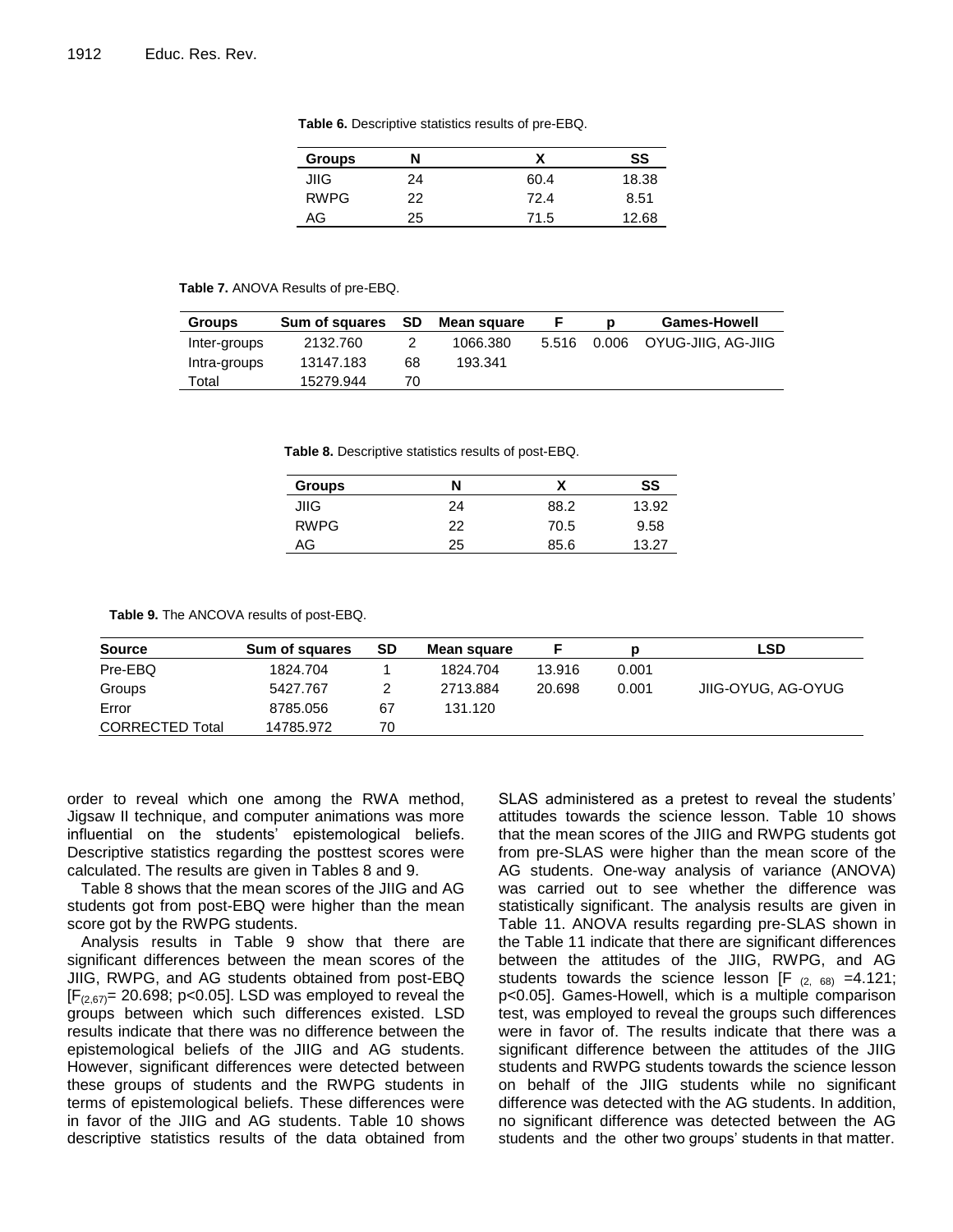**Table 6.** Descriptive statistics results of pre-EBQ.

| Groups | N | X | SS |
|---|---|---|---|
| JIIG | 24 | 60.4 | 18.38 |
| RWPG | 22 | 72.4 | 8.51 |
| AG | 25 | 71.5 | 12.68 |

**Table 7.** ANOVA Results of pre-EBQ.

| Groups | Sum of squares | SD | Mean square | F | p | Games-Howell |
|---|---|---|---|---|---|---|
| Inter-groups | 2132.760 | 2 | 1066.380 | 5.516 | 0.006 | OYUG-JIIG, AG-JIIG |
| Intra-groups | 13147.183 | 68 | 193.341 | | | |
| Total | 15279.944 | 70 | | | | |

**Table 8.** Descriptive statistics results of post-EBQ.

| Groups | N | X | SS |
|---|---|---|---|
| JIIG | 24 | 88.2 | 13.92 |
| RWPG | 22 | 70.5 | 9.58 |
| AG | 25 | 85.6 | 13.27 |

**Table 9.** The ANCOVA results of post-EBQ.

| Source | Sum of squares | SD | Mean square | F | p | LSD |
|---|---|---|---|---|---|---|
| Pre-EBQ | 1824.704 | 1 | 1824.704 | 13.916 | 0.001 | |
| Groups | 5427.767 | 2 | 2713.884 | 20.698 | 0.001 | JIIG-OYUG, AG-OYUG |
| Error | 8785.056 | 67 | 131.120 | | | |
| CORRECTED Total | 14785.972 | 70 | | | | |

order to reveal which one among the RWA method, Jigsaw II technique, and computer animations was more influential on the students' epistemological beliefs. Descriptive statistics regarding the posttest scores were calculated. The results are given in Tables 8 and 9.

Table 8 shows that the mean scores of the JIIG and AG students got from post-EBQ were higher than the mean score got by the RWPG students.

Analysis results in Table 9 show that there are significant differences between the mean scores of the JIIG, RWPG, and AG students obtained from post-EBQ [$F_{(2,67)}$= 20.698; p<0.05]. LSD was employed to reveal the groups between which such differences existed. LSD results indicate that there was no difference between the epistemological beliefs of the JIIG and AG students. However, significant differences were detected between these groups of students and the RWPG students in terms of epistemological beliefs. These differences were in favor of the JIIG and AG students. Table 10 shows descriptive statistics results of the data obtained from SLAS administered as a pretest to reveal the students' attitudes towards the science lesson. Table 10 shows that the mean scores of the JIIG and RWPG students got from pre-SLAS were higher than the mean score of the AG students. One-way analysis of variance (ANOVA) was carried out to see whether the difference was statistically significant. The analysis results are given in Table 11. ANOVA results regarding pre-SLAS shown in the Table 11 indicate that there are significant differences between the attitudes of the JIIG, RWPG, and AG students towards the science lesson [$F_{(2, 68)}$ =4.121; p<0.05]. Games-Howell, which is a multiple comparison test, was employed to reveal the groups such differences were in favor of. The results indicate that there was a significant difference between the attitudes of the JIIG students and RWPG students towards the science lesson on behalf of the JIIG students while no significant difference was detected with the AG students. In addition, no significant difference was detected between the AG students and the other two groups' students in that matter.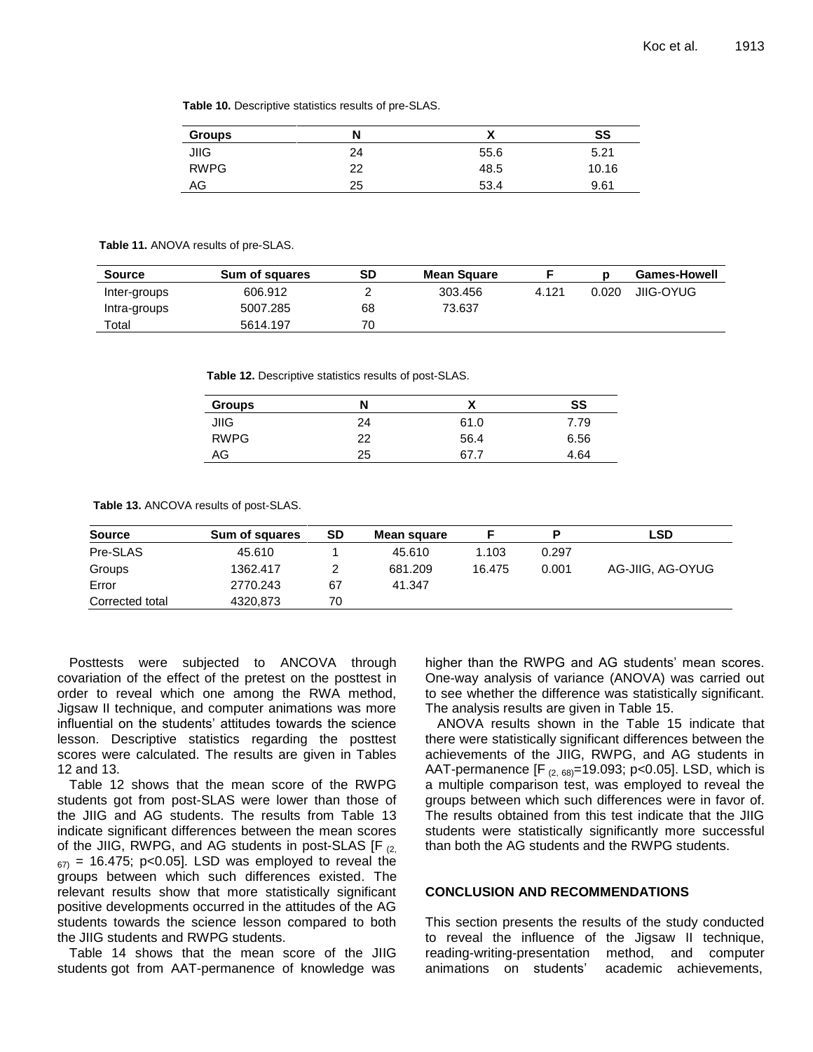**Table 10.** Descriptive statistics results of pre-SLAS.

| Groups | N | X | SS |
|---|---|---|---|
| JIIG | 24 | 55.6 | 5.21 |
| RWPG | 22 | 48.5 | 10.16 |
| AG | 25 | 53.4 | 9.61 |

**Table 11.** ANOVA results of pre-SLAS.

| Source | Sum of squares | SD | Mean Square | F | p | Games-Howell |
|---|---|---|---|---|---|---|
| Inter-groups | 606.912 | 2 | 303.456 | 4.121 | 0.020 | JIIG-OYUG |
| Intra-groups | 5007.285 | 68 | 73.637 | | | |
| Total | 5614.197 | 70 | | | | |

**Table 12.** Descriptive statistics results of post-SLAS.

| Groups | N | X | SS |
|---|---|---|---|
| JIIG | 24 | 61.0 | 7.79 |
| RWPG | 22 | 56.4 | 6.56 |
| AG | 25 | 67.7 | 4.64 |

**Table 13.** ANCOVA results of post-SLAS.

| Source | Sum of squares | SD | Mean square | F | P | LSD |
|---|---|---|---|---|---|---|
| Pre-SLAS | 45.610 | 1 | 45.610 | 1.103 | 0.297 | |
| Groups | 1362.417 | 2 | 681.209 | 16.475 | 0.001 | AG-JIIG, AG-OYUG |
| Error | 2770.243 | 67 | 41.347 | | | |
| Corrected total | 4320,873 | 70 | | | | |

Posttests were subjected to ANCOVA through covariation of the effect of the pretest on the posttest in order to reveal which one among the RWA method, Jigsaw II technique, and computer animations was more influential on the students' attitudes towards the science lesson. Descriptive statistics regarding the posttest scores were calculated. The results are given in Tables 12 and 13.

Table 12 shows that the mean score of the RWPG students got from post-SLAS were lower than those of the JIIG and AG students. The results from Table 13 indicate significant differences between the mean scores of the JIIG, RWPG, and AG students in post-SLAS [$F_{(2, 67)} = 16.475$; $p<0.05$]. LSD was employed to reveal the groups between which such differences existed. The relevant results show that more statistically significant positive developments occurred in the attitudes of the AG students towards the science lesson compared to both the JIIG students and RWPG students.

Table 14 shows that the mean score of the JIIG students got from AAT-permanence of knowledge was higher than the RWPG and AG students' mean scores. One-way analysis of variance (ANOVA) was carried out to see whether the difference was statistically significant. The analysis results are given in Table 15.

ANOVA results shown in the Table 15 indicate that there were statistically significant differences between the achievements of the JIIG, RWPG, and AG students in AAT-permanence [$F_{(2, 68)}=19.093$; $p<0.05$]. LSD, which is a multiple comparison test, was employed to reveal the groups between which such differences were in favor of. The results obtained from this test indicate that the JIIG students were statistically significantly more successful than both the AG students and the RWPG students.

## CONCLUSION AND RECOMMENDATIONS

This section presents the results of the study conducted to reveal the influence of the Jigsaw II technique, reading-writing-presentation method, and computer animations on students' academic achievements,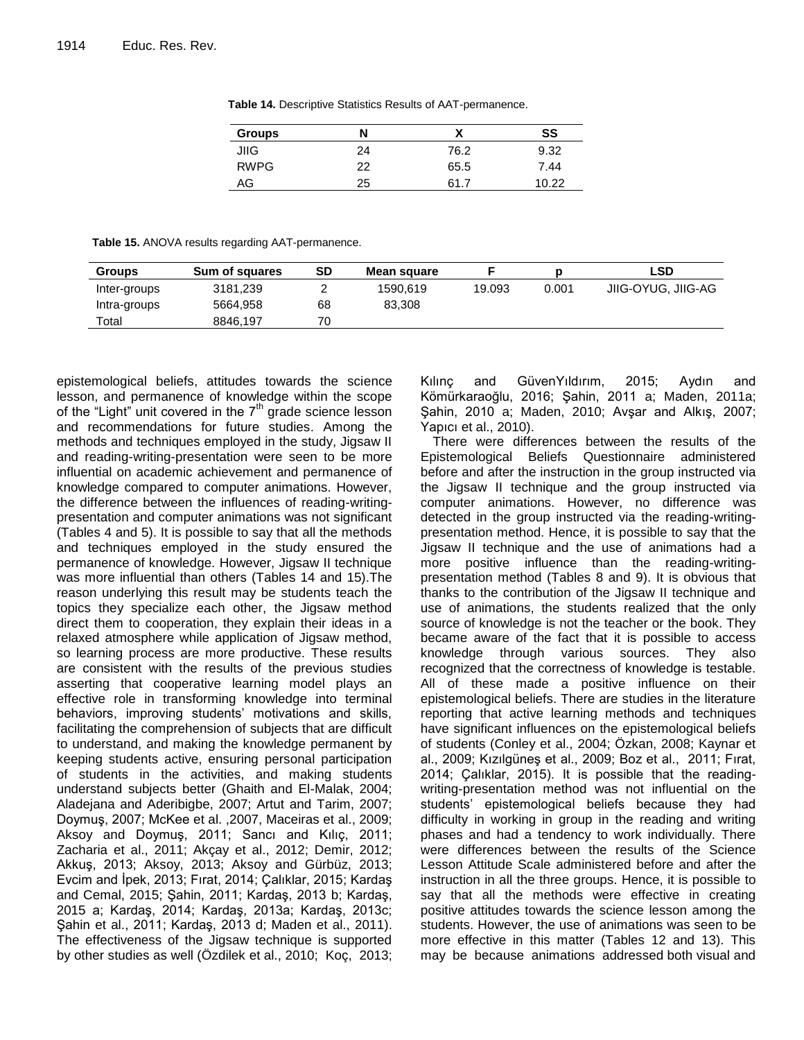**Table 14.** Descriptive Statistics Results of AAT-permanence.

| Groups | N | X | SS |
|---|---|---|---|
| JIIG | 24 | 76.2 | 9.32 |
| RWPG | 22 | 65.5 | 7.44 |
| AG | 25 | 61.7 | 10.22 |

**Table 15.** ANOVA results regarding AAT-permanence.

| Groups | Sum of squares | SD | Mean square | F | p | LSD |
|---|---|---|---|---|---|---|
| Inter-groups | 3181,239 | 2 | 1590,619 | 19.093 | 0.001 | JIIG-OYUG, JIIG-AG |
| Intra-groups | 5664,958 | 68 | 83,308 | | | |
| Total | 8846,197 | 70 | | | | |

epistemological beliefs, attitudes towards the science lesson, and permanence of knowledge within the scope of the "Light" unit covered in the 7th grade science lesson and recommendations for future studies. Among the methods and techniques employed in the study, Jigsaw II and reading-writing-presentation were seen to be more influential on academic achievement and permanence of knowledge compared to computer animations. However, the difference between the influences of reading-writing-presentation and computer animations was not significant (Tables 4 and 5). It is possible to say that all the methods and techniques employed in the study ensured the permanence of knowledge. However, Jigsaw II technique was more influential than others (Tables 14 and 15).The reason underlying this result may be students teach the topics they specialize each other, the Jigsaw method direct them to cooperation, they explain their ideas in a relaxed atmosphere while application of Jigsaw method, so learning process are more productive. These results are consistent with the results of the previous studies asserting that cooperative learning model plays an effective role in transforming knowledge into terminal behaviors, improving students' motivations and skills, facilitating the comprehension of subjects that are difficult to understand, and making the knowledge permanent by keeping students active, ensuring personal participation of students in the activities, and making students understand subjects better (Ghaith and El-Malak, 2004; Aladejana and Aderibigbe, 2007; Artut and Tarim, 2007; Doymuş, 2007; McKee et al. ,2007, Maceiras et al., 2009; Aksoy and Doymuş, 2011; Sancı and Kılıç, 2011; Zacharia et al., 2011; Akçay et al., 2012; Demir, 2012; Akkuş, 2013; Aksoy, 2013; Aksoy and Gürbüz, 2013; Evcim and İpek, 2013; Fırat, 2014; Çalıklar, 2015; Kardaş and Cemal, 2015; Şahin, 2011; Kardaş, 2013 b; Kardaş, 2015 a; Kardaş, 2014; Kardaş, 2013a; Kardaş, 2013c; Şahin et al., 2011; Kardaş, 2013 d; Maden et al., 2011). The effectiveness of the Jigsaw technique is supported by other studies as well (Özdilek et al., 2010; Koç, 2013; Kılınç and GüvenYıldırım, 2015; Aydın and Kömürkaraoğlu, 2016; Şahin, 2011 a; Maden, 2011a; Şahin, 2010 a; Maden, 2010; Avşar and Alkış, 2007; Yapıcı et al., 2010).

There were differences between the results of the Epistemological Beliefs Questionnaire administered before and after the instruction in the group instructed via the Jigsaw II technique and the group instructed via computer animations. However, no difference was detected in the group instructed via the reading-writing-presentation method. Hence, it is possible to say that the Jigsaw II technique and the use of animations had a more positive influence than the reading-writing-presentation method (Tables 8 and 9). It is obvious that thanks to the contribution of the Jigsaw II technique and use of animations, the students realized that the only source of knowledge is not the teacher or the book. They became aware of the fact that it is possible to access knowledge through various sources. They also recognized that the correctness of knowledge is testable. All of these made a positive influence on their epistemological beliefs. There are studies in the literature reporting that active learning methods and techniques have significant influences on the epistemological beliefs of students (Conley et al., 2004; Özkan, 2008; Kaynar et al., 2009; Kızılgüneş et al., 2009; Boz et al., 2011; Fırat, 2014; Çalıklar, 2015). It is possible that the reading-writing-presentation method was not influential on the students' epistemological beliefs because they had difficulty in working in group in the reading and writing phases and had a tendency to work individually. There were differences between the results of the Science Lesson Attitude Scale administered before and after the instruction in all the three groups. Hence, it is possible to say that all the methods were effective in creating positive attitudes towards the science lesson among the students. However, the use of animations was seen to be more effective in this matter (Tables 12 and 13). This may be because animations addressed both visual and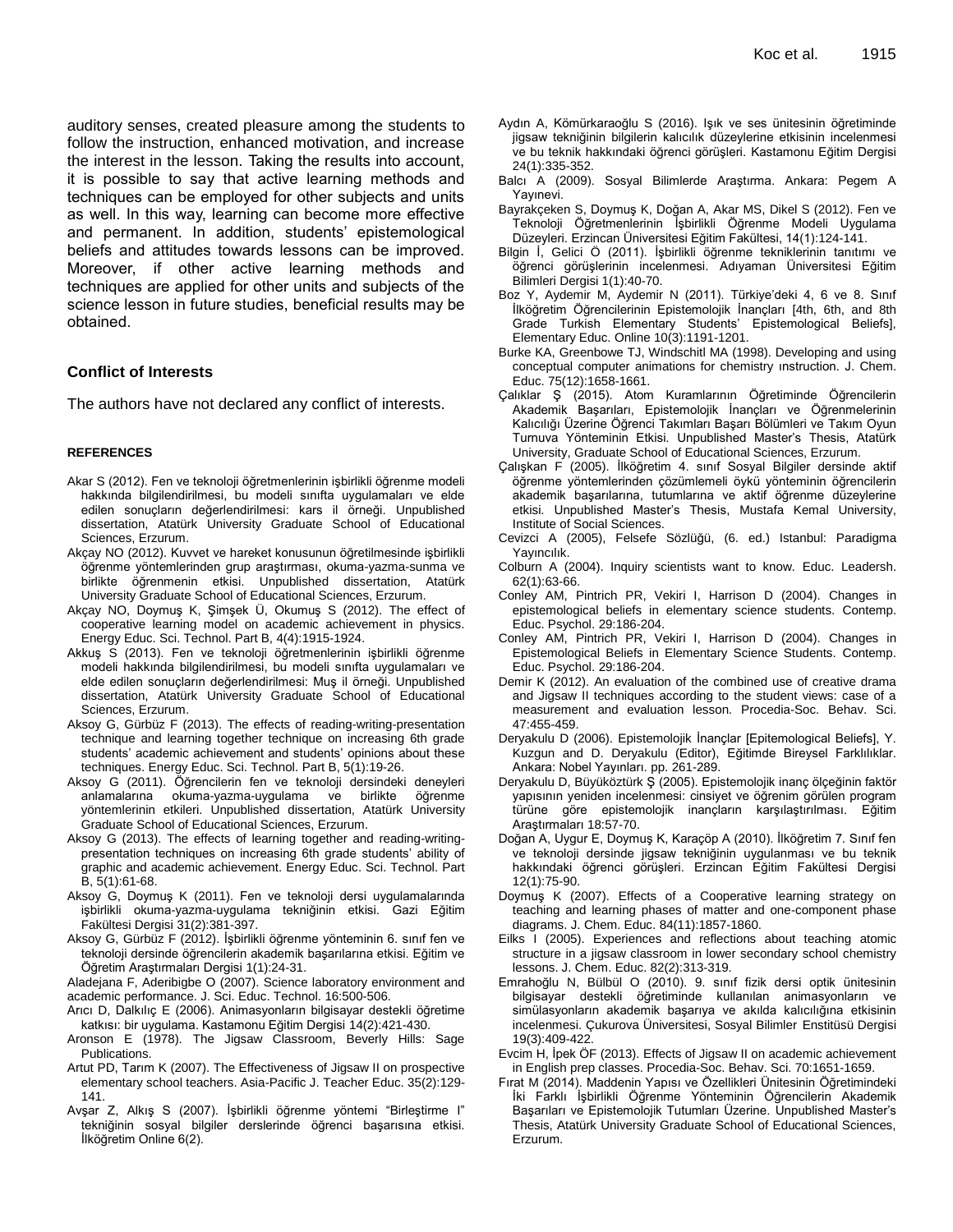auditory senses, created pleasure among the students to follow the instruction, enhanced motivation, and increase the interest in the lesson. Taking the results into account, it is possible to say that active learning methods and techniques can be employed for other subjects and units as well. In this way, learning can become more effective and permanent. In addition, students' epistemological beliefs and attitudes towards lessons can be improved. Moreover, if other active learning methods and techniques are applied for other units and subjects of the science lesson in future studies, beneficial results may be obtained.

## Conflict of Interests

The authors have not declared any conflict of interests.

## REFERENCES

Akar S (2012). Fen ve teknoloji öğretmenlerinin işbirlikli öğrenme modeli hakkında bilgilendirilmesi, bu modeli sınıfta uygulamaları ve elde edilen sonuçların değerlendirilmesi: kars il örneği. Unpublished dissertation, Atatürk University Graduate School of Educational Sciences, Erzurum.

Akçay NO (2012). Kuvvet ve hareket konusunun öğretilmesinde işbirlikli öğrenme yöntemlerinden grup araştırması, okuma-yazma-sunma ve birlikte öğrenmenin etkisi. Unpublished dissertation, Atatürk University Graduate School of Educational Sciences, Erzurum.

Akçay NO, Doymuş K, Şimşek Ü, Okumuş S (2012). The effect of cooperative learning model on academic achievement in physics. Energy Educ. Sci. Technol. Part B, 4(4):1915-1924.

Akkuş S (2013). Fen ve teknoloji öğretmenlerinin işbirlikli öğrenme modeli hakkında bilgilendirilmesi, bu modeli sınıfta uygulamaları ve elde edilen sonuçların değerlendirilmesi: Muş il örneği. Unpublished dissertation, Atatürk University Graduate School of Educational Sciences, Erzurum.

Aksoy G, Gürbüz F (2013). The effects of reading-writing-presentation technique and learning together technique on increasing 6th grade students' academic achievement and students' opinions about these techniques. Energy Educ. Sci. Technol. Part B, 5(1):19-26.

Aksoy G (2011). Öğrencilerin fen ve teknoloji dersindeki deneyleri anlamalarına okuma-yazma-uygulama ve birlikte öğrenme yöntemlerinin etkileri. Unpublished dissertation, Atatürk University Graduate School of Educational Sciences, Erzurum.

Aksoy G (2013). The effects of learning together and reading-writing-presentation techniques on increasing 6th grade students' ability of graphic and academic achievement. Energy Educ. Sci. Technol. Part B, 5(1):61-68.

Aksoy G, Doymuş K (2011). Fen ve teknoloji dersi uygulamalarında işbirlikli okuma-yazma-uygulama tekniğinin etkisi. Gazi Eğitim Fakültesi Dergisi 31(2):381-397.

Aksoy G, Gürbüz F (2012). İşbirlikli öğrenme yönteminin 6. sınıf fen ve teknoloji dersinde öğrencilerin akademik başarılarına etkisi. Eğitim ve Öğretim Araştırmaları Dergisi 1(1):24-31.

Aladejana F, Aderibigbe O (2007). Science laboratory environment and academic performance. J. Sci. Educ. Technol. 16:500-506.

Arıcı D, Dalkılıç E (2006). Animasyonların bilgisayar destekli öğretime katkısı: bir uygulama. Kastamonu Eğitim Dergisi 14(2):421-430.

Aronson E (1978). The Jigsaw Classroom, Beverly Hills: Sage Publications.

Artut PD, Tarım K (2007). The Effectiveness of Jigsaw II on prospective elementary school teachers. Asia-Pacific J. Teacher Educ. 35(2):129-141.

Avşar Z, Alkış S (2007). İşbirlikli öğrenme yöntemi "Birleştirme I" tekniğinin sosyal bilgiler derslerinde öğrenci başarısına etkisi. İlköğretim Online 6(2).

Aydın A, Kömürkaraoğlu S (2016). Işık ve ses ünitesinin öğretiminde jigsaw tekniğinin bilgilerin kalıcılık düzeylerine etkisinin incelenmesi ve bu teknik hakkındaki öğrenci görüşleri. Kastamonu Eğitim Dergisi 24(1):335-352.

Balcı A (2009). Sosyal Bilimlerde Araştırma. Ankara: Pegem A Yayınevi.

Bayrakçeken S, Doymuş K, Doğan A, Akar MS, Dikel S (2012). Fen ve Teknoloji Öğretmenlerinin İşbirlikli Öğrenme Modeli Uygulama Düzeyleri. Erzincan Üniversitesi Eğitim Fakültesi, 14(1):124-141.

Bilgin İ, Gelici Ö (2011). İşbirlikli öğrenme tekniklerinin tanıtımı ve öğrenci görüşlerinin incelenmesi. Adıyaman Üniversitesi Eğitim Bilimleri Dergisi 1(1):40-70.

Boz Y, Aydemir M, Aydemir N (2011). Türkiye'deki 4, 6 ve 8. Sınıf İlköğretim Öğrencilerinin Epistemolojik İnançları [4th, 6th, and 8th Grade Turkish Elementary Students' Epistemological Beliefs], Elementary Educ. Online 10(3):1191-1201.

Burke KA, Greenbowe TJ, Windschitl MA (1998). Developing and using conceptual computer animations for chemistry ınstruction. J. Chem. Educ. 75(12):1658-1661.

Çalıklar Ş (2015). Atom Kuramlarının Öğretiminde Öğrencilerin Akademik Başarıları, Epistemolojik İnançları ve Öğrenmelerinin Kalıcılığı Üzerine Öğrenci Takımları Başarı Bölümleri ve Takım Oyun Turnuva Yönteminin Etkisi. Unpublished Master's Thesis, Atatürk University, Graduate School of Educational Sciences, Erzurum.

Çalışkan F (2005). İlköğretim 4. sınıf Sosyal Bilgiler dersinde aktif öğrenme yöntemlerinden çözümlemeli öykü yönteminin öğrencilerin akademik başarılarına, tutumlarına ve aktif öğrenme düzeylerine etkisi. Unpublished Master's Thesis, Mustafa Kemal University, Institute of Social Sciences.

Cevizci A (2005), Felsefe Sözlüğü, (6. ed.) Istanbul: Paradigma Yayıncılık.

Colburn A (2004). Inquiry scientists want to know. Educ. Leadersh. 62(1):63-66.

Conley AM, Pintrich PR, Vekiri I, Harrison D (2004). Changes in epistemological beliefs in elementary science students. Contemp. Educ. Psychol. 29:186-204.

Conley AM, Pintrich PR, Vekiri I, Harrison D (2004). Changes in Epistemological Beliefs in Elementary Science Students. Contemp. Educ. Psychol. 29:186-204.

Demir K (2012). An evaluation of the combined use of creative drama and Jigsaw II techniques according to the student views: case of a measurement and evaluation lesson. Procedia-Soc. Behav. Sci. 47:455-459.

Deryakulu D (2006). Epistemolojik İnançlar [Epitemological Beliefs], Y. Kuzgun and D. Deryakulu (Editor), Eğitimde Bireysel Farklılıklar. Ankara: Nobel Yayınları. pp. 261-289.

Deryakulu D, Büyüköztürk Ş (2005). Epistemolojik inanç ölçeğinin faktör yapısının yeniden incelenmesi: cinsiyet ve öğrenim görülen program türüne göre epistemolojik inançların karşılaştırılması. Eğitim Araştırmaları 18:57-70.

Doğan A, Uygur E, Doymuş K, Karaçöp A (2010). İlköğretim 7. Sınıf fen ve teknoloji dersinde jigsaw tekniğinin uygulanması ve bu teknik hakkındaki öğrenci görüşleri. Erzincan Eğitim Fakültesi Dergisi 12(1):75-90.

Doymuş K (2007). Effects of a Cooperative learning strategy on teaching and learning phases of matter and one-component phase diagrams. J. Chem. Educ. 84(11):1857-1860.

Eilks I (2005). Experiences and reflections about teaching atomic structure in a jigsaw classroom in lower secondary school chemistry lessons. J. Chem. Educ. 82(2):313-319.

Emrahoğlu N, Bülbül O (2010). 9. sınıf fizik dersi optik ünitesinin bilgisayar destekli öğretiminde kullanılan animasyonların ve simülasyonların akademik başarıya ve akılda kalıcılığına etkisinin incelenmesi. Çukurova Üniversitesi, Sosyal Bilimler Enstitüsü Dergisi 19(3):409-422.

Evcim H, İpek ÖF (2013). Effects of Jigsaw II on academic achievement in English prep classes. Procedia-Soc. Behav. Sci. 70:1651-1659.

Fırat M (2014). Maddenin Yapısı ve Özellikleri Ünitesinin Öğretimindeki İki Farklı İşbirlikli Öğrenme Yönteminin Öğrencilerin Akademik Başarıları ve Epistemolojik Tutumları Üzerine. Unpublished Master's Thesis, Atatürk University Graduate School of Educational Sciences, Erzurum.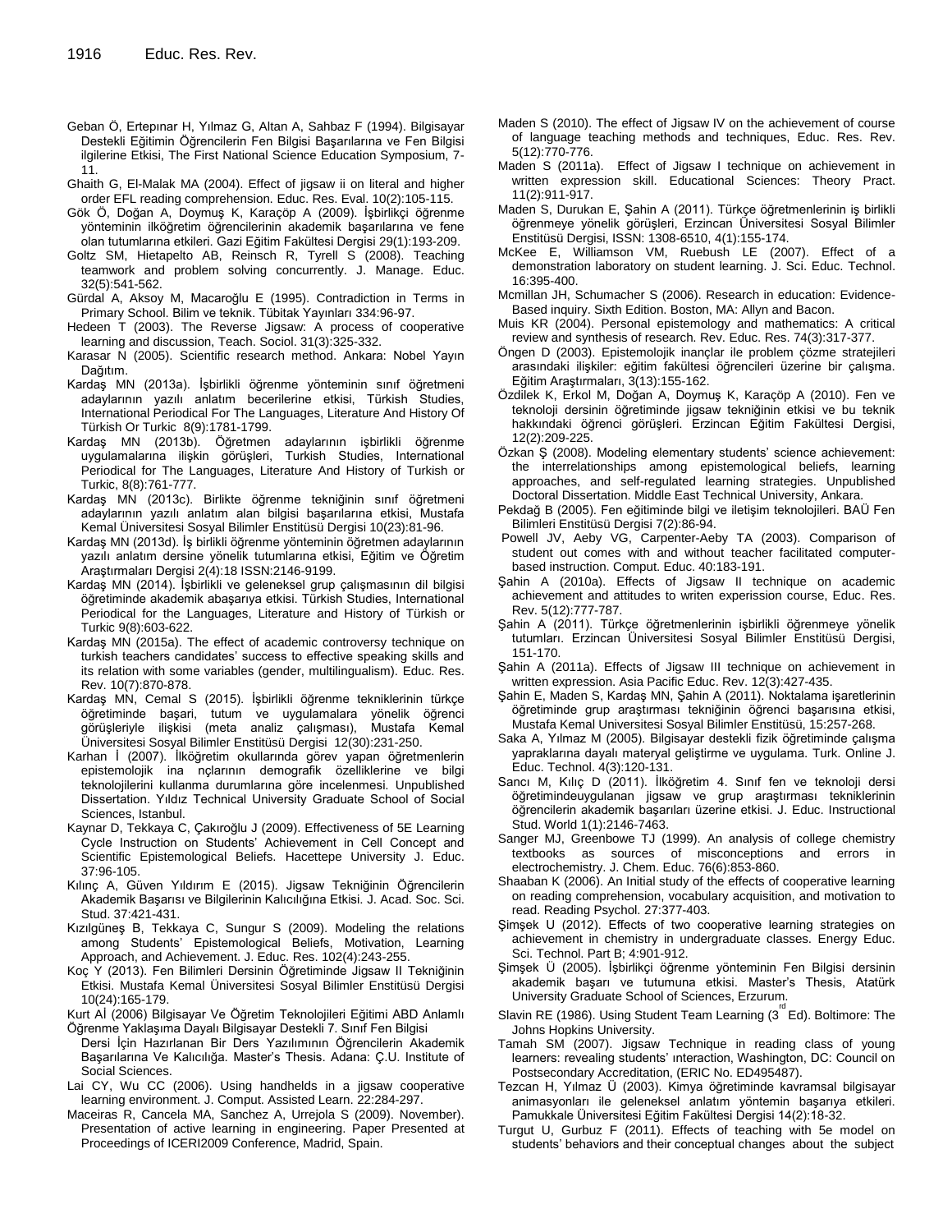Geban Ö, Ertepınar H, Yılmaz G, Altan A, Sahbaz F (1994). Bilgisayar Destekli Eğitimin Öğrencilerin Fen Bilgisi Başarılarına ve Fen Bilgisi ilgilerine Etkisi, The First National Science Education Symposium, 7-11.

Ghaith G, El-Malak MA (2004). Effect of jigsaw ii on literal and higher order EFL reading comprehension. Educ. Res. Eval. 10(2):105-115.

Gök Ö, Doğan A, Doymuş K, Karaçöp A (2009). İşbirlikçi öğrenme yönteminin ilköğretim öğrencilerinin akademik başarılarına ve fene olan tutumlarına etkileri. Gazi Eğitim Fakültesi Dergisi 29(1):193-209.

Goltz SM, Hietapelto AB, Reinsch R, Tyrell S (2008). Teaching teamwork and problem solving concurrently. J. Manage. Educ. 32(5):541-562.

Gürdal A, Aksoy M, Macaroğlu E (1995). Contradiction in Terms in Primary School. Bilim ve teknik. Tübitak Yayınları 334:96-97.

Hedeen T (2003). The Reverse Jigsaw: A process of cooperative learning and discussion, Teach. Sociol. 31(3):325-332.

Karasar N (2005). Scientific research method. Ankara: Nobel Yayın Dağıtım.

Kardaş MN (2013a). İşbirlikli öğrenme yönteminin sınıf öğretmeni adaylarının yazılı anlatım becerilerine etkisi, Türkish Studies, International Periodical For The Languages, Literature And History Of Türkish Or Turkic 8(9):1781-1799.

Kardaş MN (2013b). Öğretmen adaylarının işbirlikli öğrenme uygulamalarına ilişkin görüşleri, Turkish Studies, International Periodical for The Languages, Literature And History of Turkish or Turkic, 8(8):761-777.

Kardaş MN (2013c). Birlikte öğrenme tekniğinin sınıf öğretmeni adaylarının yazılı anlatım alan bilgisi başarılarına etkisi, Mustafa Kemal Üniversitesi Sosyal Bilimler Enstitüsü Dergisi 10(23):81-96.

Kardaş MN (2013d). İş birlikli öğrenme yönteminin öğretmen adaylarının yazılı anlatım dersine yönelik tutumlarına etkisi, Eğitim ve Öğretim Araştırmaları Dergisi 2(4):18 ISSN:2146-9199.

Kardaş MN (2014). İşbirlikli ve geleneksel grup çalışmasının dil bilgisi öğretiminde akademik abaşarıya etkisi. Türkish Studies, International Periodical for the Languages, Literature and History of Türkish or Turkic 9(8):603-622.

Kardaş MN (2015a). The effect of academic controversy technique on turkish teachers candidates' success to effective speaking skills and its relation with some variables (gender, multilingualism). Educ. Res. Rev. 10(7):870-878.

Kardaş MN, Cemal S (2015). İşbirlikli öğrenme tekniklerinin türkçe öğretiminde başari, tutum ve uygulamalara yönelik öğrenci görüşleriyle ilişkisi (meta analiz çalışması), Mustafa Kemal Üniversitesi Sosyal Bilimler Enstitüsü Dergisi 12(30):231-250.

Karhan İ (2007). İlköğretim okullarında görev yapan öğretmenlerin epistemolojik ina nçlarının demografik özelliklerine ve bilgi teknolojilerini kullanma durumlarına göre incelenmesi. Unpublished Dissertation. Yıldız Technical University Graduate School of Social Sciences, Istanbul.

Kaynar D, Tekkaya C, Çakıroğlu J (2009). Effectiveness of 5E Learning Cycle Instruction on Students' Achievement in Cell Concept and Scientific Epistemological Beliefs. Hacettepe University J. Educ. 37:96-105.

Kılınç A, Güven Yıldırım E (2015). Jigsaw Tekniğinin Öğrencilerin Akademik Başarısı ve Bilgilerinin Kalıcılığına Etkisi. J. Acad. Soc. Sci. Stud. 37:421-431.

Kızılgüneş B, Tekkaya C, Sungur S (2009). Modeling the relations among Students' Epistemological Beliefs, Motivation, Learning Approach, and Achievement. J. Educ. Res. 102(4):243-255.

Koç Y (2013). Fen Bilimleri Dersinin Öğretiminde Jigsaw II Tekniğinin Etkisi. Mustafa Kemal Üniversitesi Sosyal Bilimler Enstitüsü Dergisi 10(24):165-179.

Kurt Aİ (2006) Bilgisayar Ve Öğretim Teknolojileri Eğitimi ABD Anlamlı Öğrenme Yaklaşıma Dayalı Bilgisayar Destekli 7. Sınıf Fen Bilgisi Dersi İçin Hazırlanan Bir Ders Yazılımının Öğrencilerin Akademik Başarılarına Ve Kalıcılığa. Master's Thesis. Adana: Ç.U. Institute of Social Sciences.

Lai CY, Wu CC (2006). Using handhelds in a jigsaw cooperative learning environment. J. Comput. Assisted Learn. 22:284-297.

Maceiras R, Cancela MA, Sanchez A, Urrejola S (2009). November). Presentation of active learning in engineering. Paper Presented at Proceedings of ICERI2009 Conference, Madrid, Spain.

Maden S (2010). The effect of Jigsaw IV on the achievement of course of language teaching methods and techniques, Educ. Res. Rev. 5(12):770-776.

Maden S (2011a). Effect of Jigsaw I technique on achievement in written expression skill. Educational Sciences: Theory Pract. 11(2):911-917.

Maden S, Durukan E, Şahin A (2011). Türkçe öğretmenlerinin iş birlikli öğrenmeye yönelik görüşleri, Erzincan Üniversitesi Sosyal Bilimler Enstitüsü Dergisi, ISSN: 1308-6510, 4(1):155-174.

McKee E, Williamson VM, Ruebush LE (2007). Effect of a demonstration laboratory on student learning. J. Sci. Educ. Technol. 16:395-400.

Mcmillan JH, Schumacher S (2006). Research in education: Evidence-Based inquiry. Sixth Edition. Boston, MA: Allyn and Bacon.

Muis KR (2004). Personal epistemology and mathematics: A critical review and synthesis of research. Rev. Educ. Res. 74(3):317-377.

Öngen D (2003). Epistemolojik inançlar ile problem çözme stratejileri arasındaki ilişkiler: eğitim fakültesi öğrencileri üzerine bir çalışma. Eğitim Araştırmaları, 3(13):155-162.

Özdilek K, Erkol M, Doğan A, Doymuş K, Karaçöp A (2010). Fen ve teknoloji dersinin öğretiminde jigsaw tekniğinin etkisi ve bu teknik hakkındaki öğrenci görüşleri. Erzincan Eğitim Fakültesi Dergisi, 12(2):209-225.

Özkan Ş (2008). Modeling elementary students' science achievement: the interrelationships among epistemological beliefs, learning approaches, and self-regulated learning strategies. Unpublished Doctoral Dissertation. Middle East Technical University, Ankara.

Pekdağ B (2005). Fen eğitiminde bilgi ve iletişim teknolojileri. BAÜ Fen Bilimleri Enstitüsü Dergisi 7(2):86-94.

Powell JV, Aeby VG, Carpenter-Aeby TA (2003). Comparison of student out comes with and without teacher facilitated computer-based instruction. Comput. Educ. 40:183-191.

Şahin A (2010a). Effects of Jigsaw II technique on academic achievement and attitudes to writen experission course, Educ. Res. Rev. 5(12):777-787.

Şahin A (2011). Türkçe öğretmenlerinin işbirlikli öğrenmeye yönelik tutumları. Erzincan Üniversitesi Sosyal Bilimler Enstitüsü Dergisi, 151-170.

Şahin A (2011a). Effects of Jigsaw III technique on achievement in written expression. Asia Pacific Educ. Rev. 12(3):427-435.

Şahin E, Maden S, Kardaş MN, Şahin A (2011). Noktalama işaretlerinin öğretiminde grup araştırması tekniğinin öğrenci başarısına etkisi, Mustafa Kemal Universitesi Sosyal Bilimler Enstitüsü, 15:257-268.

Saka A, Yılmaz M (2005). Bilgisayar destekli fizik öğretiminde çalışma yapraklarına dayalı materyal geliştirme ve uygulama. Turk. Online J. Educ. Technol. 4(3):120-131.

Sancı M, Kılıç D (2011). İlköğretim 4. Sınıf fen ve teknoloji dersi öğretimindeuygulanan jigsaw ve grup araştırması tekniklerinin öğrencilerin akademik başarıları üzerine etkisi. J. Educ. Instructional Stud. World 1(1):2146-7463.

Sanger MJ, Greenbowe TJ (1999). An analysis of college chemistry textbooks as sources of misconceptions and errors in electrochemistry. J. Chem. Educ. 76(6):853-860.

Shaaban K (2006). An Initial study of the effects of cooperative learning on reading comprehension, vocabulary acquisition, and motivation to read. Reading Psychol. 27:377-403.

Şimşek U (2012). Effects of two cooperative learning strategies on achievement in chemistry in undergraduate classes. Energy Educ. Sci. Technol. Part B; 4:901-912.

Şimşek Ü (2005). İşbirlikçi öğrenme yönteminin Fen Bilgisi dersinin akademik başarı ve tutumuna etkisi. Master's Thesis, Atatürk University Graduate School of Sciences, Erzurum.

Slavin RE (1986). Using Student Team Learning (3rd Ed). Boltimore: The Johns Hopkins University.

Tamah SM (2007). Jigsaw Technique in reading class of young learners: revealing students' ınteraction, Washington, DC: Council on Postsecondary Accreditation, (ERIC No. ED495487).

Tezcan H, Yılmaz Ü (2003). Kimya öğretiminde kavramsal bilgisayar animasyonları ile geleneksel anlatım yöntemin başarıya etkileri. Pamukkale Üniversitesi Eğitim Fakültesi Dergisi 14(2):18-32.

Turgut U, Gurbuz F (2011). Effects of teaching with 5e model on students' behaviors and their conceptual changes about the subject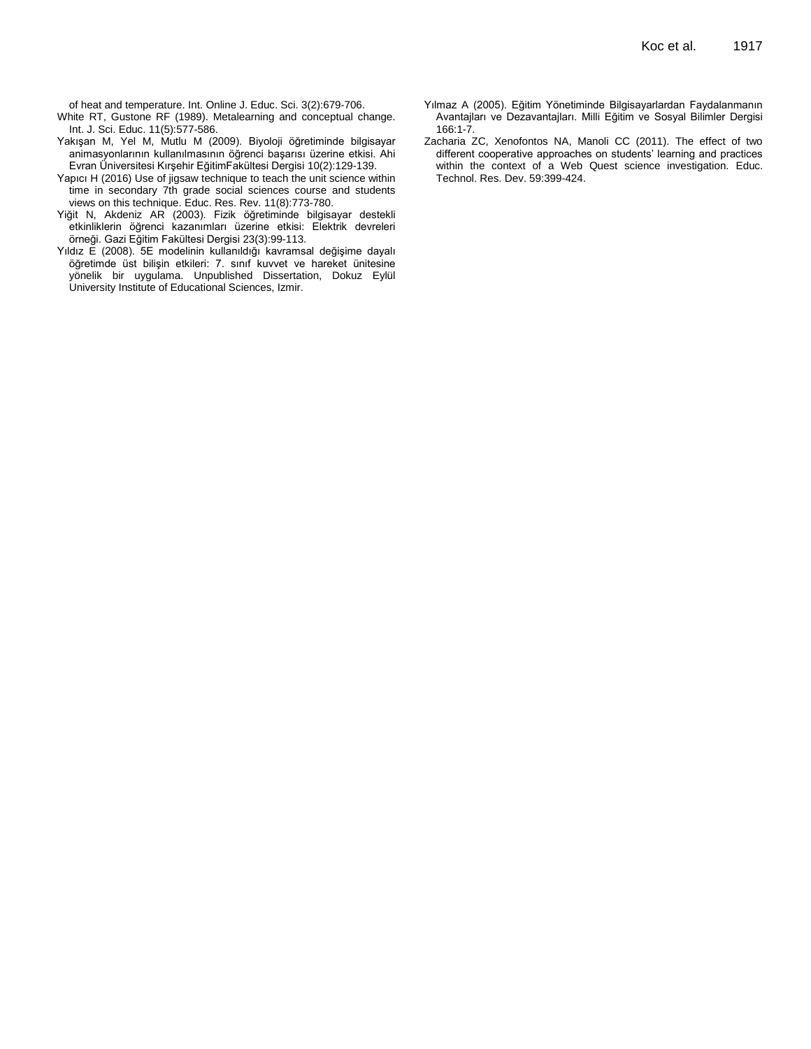of heat and temperature. Int. Online J. Educ. Sci. 3(2):679-706.

White RT, Gustone RF (1989). Metalearning and conceptual change. Int. J. Sci. Educ. 11(5):577-586.

Yakışan M, Yel M, Mutlu M (2009). Biyoloji öğretiminde bilgisayar animasyonlarının kullanılmasının öğrenci başarısı üzerine etkisi. Ahi Evran Üniversitesi Kırşehir EğitimFakültesi Dergisi 10(2):129-139.

Yapıcı H (2016) Use of jigsaw technique to teach the unit science within time in secondary 7th grade social sciences course and students views on this technique. Educ. Res. Rev. 11(8):773-780.

Yiğit N, Akdeniz AR (2003). Fizik öğretiminde bilgisayar destekli etkinliklerin öğrenci kazanımları üzerine etkisi: Elektrik devreleri örneği. Gazi Eğitim Fakültesi Dergisi 23(3):99-113.

Yıldız E (2008). 5E modelinin kullanıldığı kavramsal değişime dayalı öğretimde üst bilişin etkileri: 7. sınıf kuvvet ve hareket ünitesine yönelik bir uygulama. Unpublished Dissertation, Dokuz Eylül University Institute of Educational Sciences, Izmir.

Yılmaz A (2005). Eğitim Yönetiminde Bilgisayarlardan Faydalanmanın Avantajları ve Dezavantajları. Milli Eğitim ve Sosyal Bilimler Dergisi 166:1-7.

Zacharia ZC, Xenofontos NA, Manoli CC (2011). The effect of two different cooperative approaches on students' learning and practices within the context of a Web Quest science investigation. Educ. Technol. Res. Dev. 59:399-424.